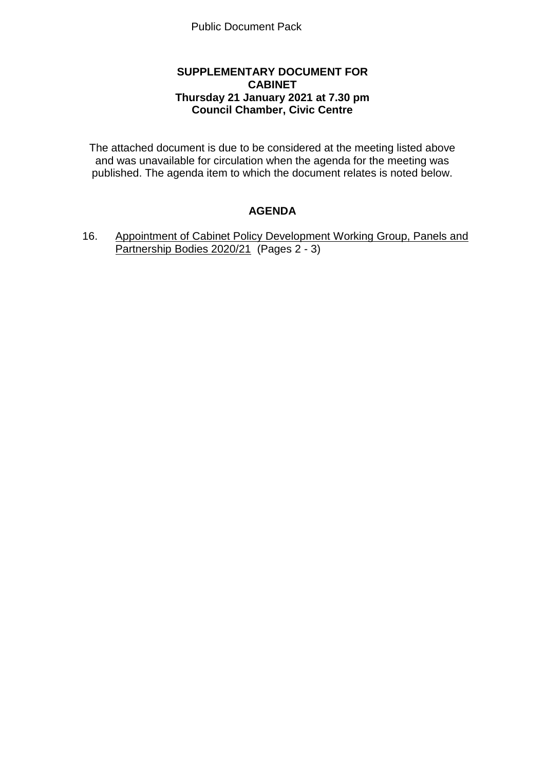Public Document Pack

**SUPPLEMENTARY DOCUMENT FOR CABINET**
**Thursday 21 January 2021 at 7.30 pm**
**Council Chamber, Civic Centre**

The attached document is due to be considered at the meeting listed above and was unavailable for circulation when the agenda for the meeting was published. The agenda item to which the document relates is noted below.

## AGENDA

16. Appointment of Cabinet Policy Development Working Group, Panels and Partnership Bodies 2020/21 (Pages 2 - 3)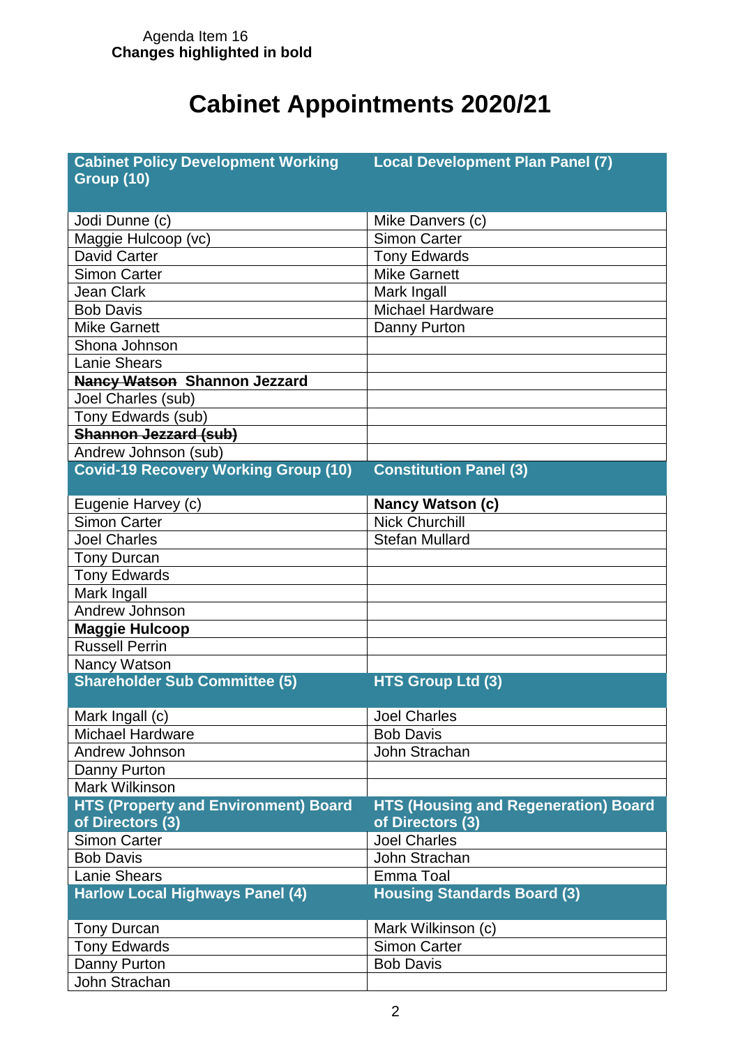Agenda Item 16
**Changes highlighted in bold**

# Cabinet Appointments 2020/21

| Cabinet Policy Development Working Group (10) | Local Development Plan Panel (7) |
|---|---|
| Jodi Dunne (c) | Mike Danvers (c) |
| Maggie Hulcoop (vc) | Simon Carter |
| David Carter | Tony Edwards |
| Simon Carter | Mike Garnett |
| Jean Clark | Mark Ingall |
| Bob Davis | Michael Hardware |
| Mike Garnett | Danny Purton |
| Shona Johnson | |
| Lanie Shears | |
| ~~Nancy Watson~~ **Shannon Jezzard** | |
| Joel Charles (sub) | |
| Tony Edwards (sub) | |
| ~~Shannon Jezzard (sub)~~ | |
| Andrew Johnson (sub) | |
| **Covid-19 Recovery Working Group (10)** | **Constitution Panel (3)** |
| Eugenie Harvey (c) | **Nancy Watson (c)** |
| Simon Carter | Nick Churchill |
| Joel Charles | Stefan Mullard |
| Tony Durcan | |
| Tony Edwards | |
| Mark Ingall | |
| Andrew Johnson | |
| **Maggie Hulcoop** | |
| Russell Perrin | |
| Nancy Watson | |
| **Shareholder Sub Committee (5)** | **HTS Group Ltd (3)** |
| Mark Ingall (c) | Joel Charles |
| Michael Hardware | Bob Davis |
| Andrew Johnson | John Strachan |
| Danny Purton | |
| Mark Wilkinson | |
| **HTS (Property and Environment) Board of Directors (3)** | **HTS (Housing and Regeneration) Board of Directors (3)** |
| Simon Carter | Joel Charles |
| Bob Davis | John Strachan |
| Lanie Shears | Emma Toal |
| **Harlow Local Highways Panel (4)** | **Housing Standards Board (3)** |
| Tony Durcan | Mark Wilkinson (c) |
| Tony Edwards | Simon Carter |
| Danny Purton | Bob Davis |
| John Strachan | |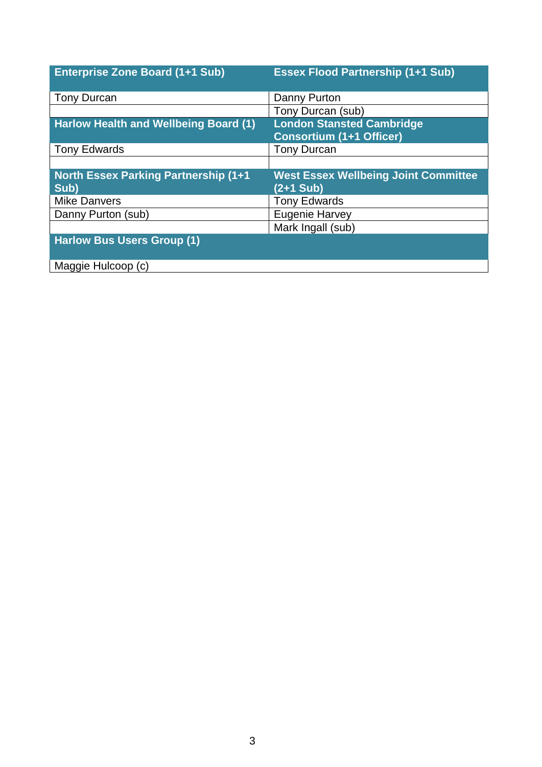| **Enterprise Zone Board (1+1 Sub)** | **Essex Flood Partnership (1+1 Sub)** |
|---|---|
| Tony Durcan | Danny Purton |
| | Tony Durcan (sub) |
| **Harlow Health and Wellbeing Board (1)** | **London Stansted Cambridge Consortium (1+1 Officer)** |
| Tony Edwards | Tony Durcan |
| | |
| **North Essex Parking Partnership (1+1 Sub)** | **West Essex Wellbeing Joint Committee (2+1 Sub)** |
| Mike Danvers | Tony Edwards |
| Danny Purton (sub) | Eugenie Harvey |
| | Mark Ingall (sub) |
| **Harlow Bus Users Group (1)** | |
| Maggie Hulcoop (c) | |